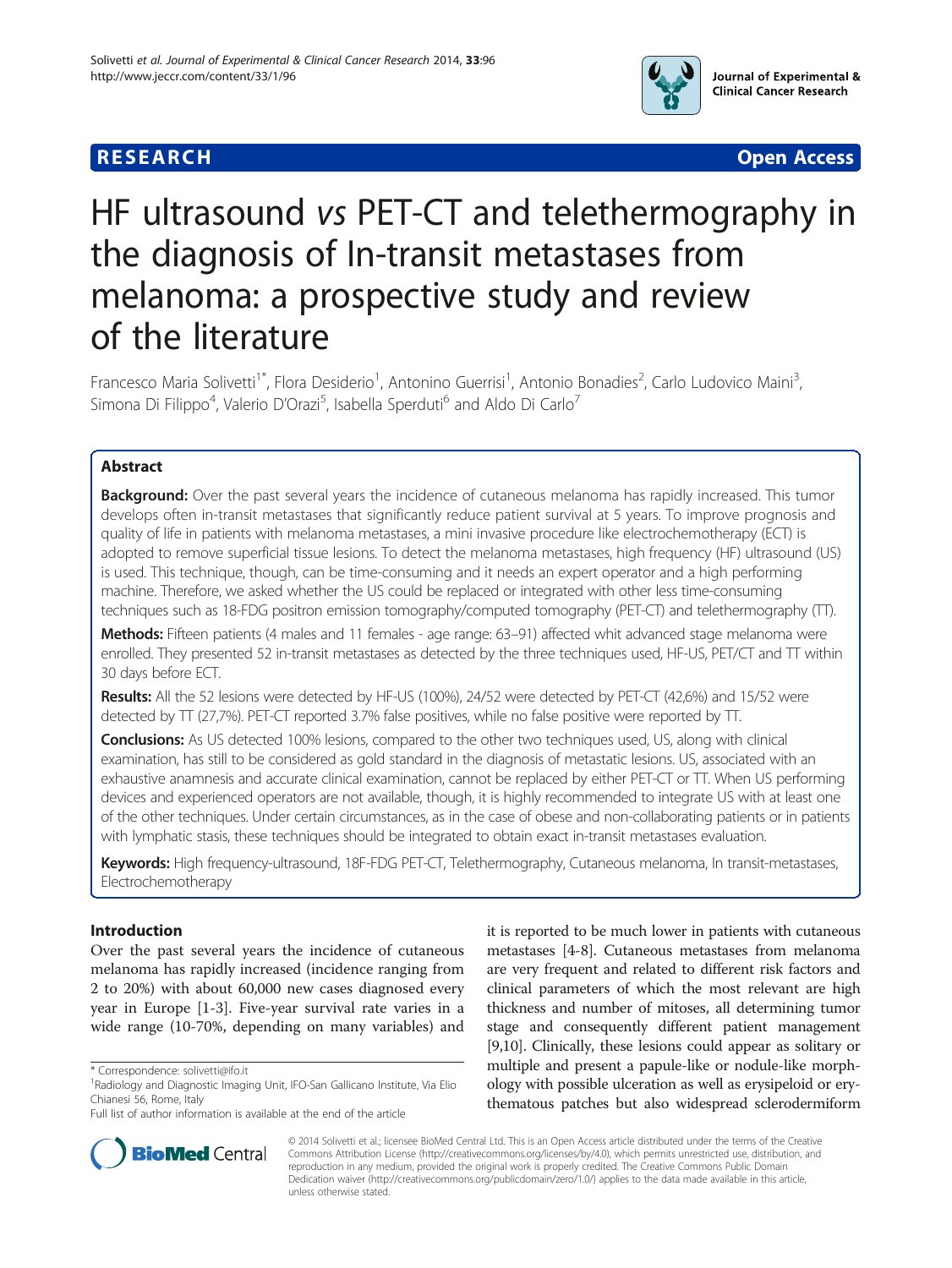**RESEARCH** **Open Access**

# HF ultrasound *vs* PET-CT and telethermography in the diagnosis of In-transit metastases from melanoma: a prospective study and review of the literature

Francesco Maria Solivetti[1*], Flora Desiderio[1], Antonino Guerrisi[1], Antonio Bonadies[2], Carlo Ludovico Maini[3], Simona Di Filippo[4], Valerio D'Orazi[5], Isabella Sperduti[6] and Aldo Di Carlo[7]

## Abstract

**Background:** Over the past several years the incidence of cutaneous melanoma has rapidly increased. This tumor develops often in-transit metastases that significantly reduce patient survival at 5 years. To improve prognosis and quality of life in patients with melanoma metastases, a mini invasive procedure like electrochemotherapy (ECT) is adopted to remove superficial tissue lesions. To detect the melanoma metastases, high frequency (HF) ultrasound (US) is used. This technique, though, can be time-consuming and it needs an expert operator and a high performing machine. Therefore, we asked whether the US could be replaced or integrated with other less time-consuming techniques such as 18-FDG positron emission tomography/computed tomography (PET-CT) and telethermography (TT).

**Methods:** Fifteen patients (4 males and 11 females - age range: 63–91) affected whit advanced stage melanoma were enrolled. They presented 52 in-transit metastases as detected by the three techniques used, HF-US, PET/CT and TT within 30 days before ECT.

**Results:** All the 52 lesions were detected by HF-US (100%), 24/52 were detected by PET-CT (42,6%) and 15/52 were detected by TT (27,7%). PET-CT reported 3.7% false positives, while no false positive were reported by TT.

**Conclusions:** As US detected 100% lesions, compared to the other two techniques used, US, along with clinical examination, has still to be considered as gold standard in the diagnosis of metastatic lesions. US, associated with an exhaustive anamnesis and accurate clinical examination, cannot be replaced by either PET-CT or TT. When US performing devices and experienced operators are not available, though, it is highly recommended to integrate US with at least one of the other techniques. Under certain circumstances, as in the case of obese and non-collaborating patients or in patients with lymphatic stasis, these techniques should be integrated to obtain exact in-transit metastases evaluation.

**Keywords:** High frequency-ultrasound, 18F-FDG PET-CT, Telethermography, Cutaneous melanoma, In transit-metastases, Electrochemotherapy

## Introduction

Over the past several years the incidence of cutaneous melanoma has rapidly increased (incidence ranging from 2 to 20%) with about 60,000 new cases diagnosed every year in Europe [1-3]. Five-year survival rate varies in a wide range (10-70%, depending on many variables) and it is reported to be much lower in patients with cutaneous metastases [4-8]. Cutaneous metastases from melanoma are very frequent and related to different risk factors and clinical parameters of which the most relevant are high thickness and number of mitoses, all determining tumor stage and consequently different patient management [9,10]. Clinically, these lesions could appear as solitary or multiple and present a papule-like or nodule-like morphology with possible ulceration as well as erysipeloid or erythematous patches but also widespread sclerodermiform

\* Correspondence: solivetti@ifo.it
[1]Radiology and Diagnostic Imaging Unit, IFO-San Gallicano Institute, Via Elio Chianesi 56, Rome, Italy
Full list of author information is available at the end of the article

© 2014 Solivetti et al.; licensee BioMed Central Ltd. This is an Open Access article distributed under the terms of the Creative Commons Attribution License (http://creativecommons.org/licenses/by/4.0), which permits unrestricted use, distribution, and reproduction in any medium, provided the original work is properly credited. The Creative Commons Public Domain Dedication waiver (http://creativecommons.org/publicdomain/zero/1.0/) applies to the data made available in this article, unless otherwise stated.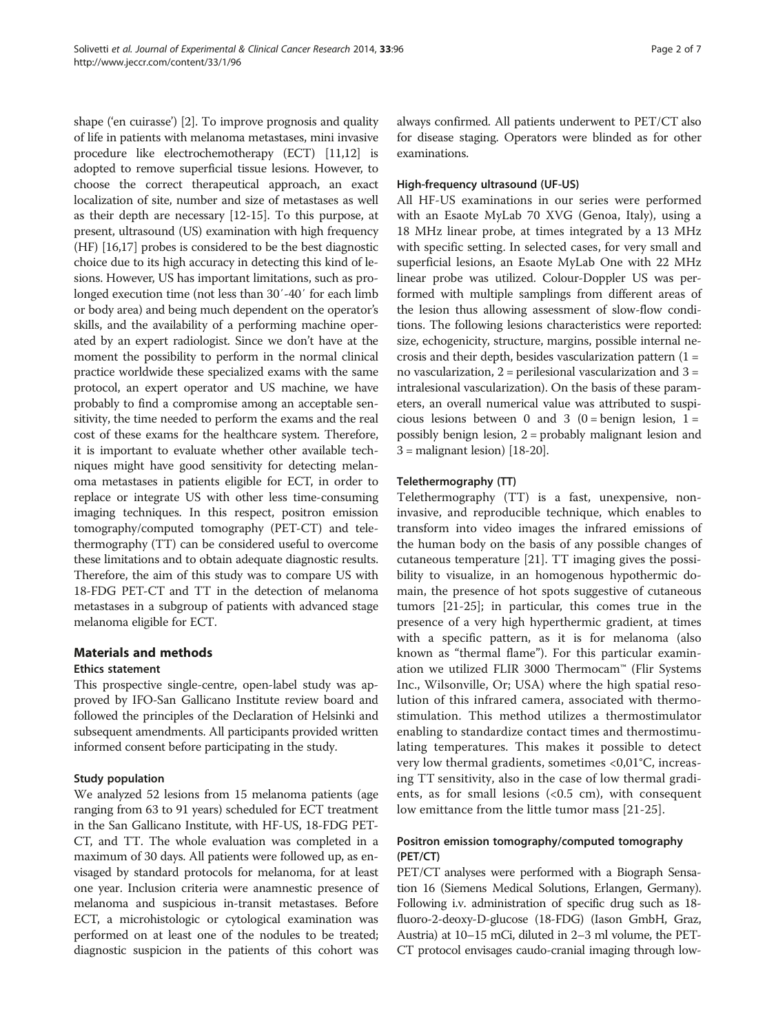shape ('en cuirasse') [2]. To improve prognosis and quality of life in patients with melanoma metastases, mini invasive procedure like electrochemotherapy (ECT) [11,12] is adopted to remove superficial tissue lesions. However, to choose the correct therapeutical approach, an exact localization of site, number and size of metastases as well as their depth are necessary [12-15]. To this purpose, at present, ultrasound (US) examination with high frequency (HF) [16,17] probes is considered to be the best diagnostic choice due to its high accuracy in detecting this kind of lesions. However, US has important limitations, such as prolonged execution time (not less than 30′-40′ for each limb or body area) and being much dependent on the operator's skills, and the availability of a performing machine operated by an expert radiologist. Since we don't have at the moment the possibility to perform in the normal clinical practice worldwide these specialized exams with the same protocol, an expert operator and US machine, we have probably to find a compromise among an acceptable sensitivity, the time needed to perform the exams and the real cost of these exams for the healthcare system. Therefore, it is important to evaluate whether other available techniques might have good sensitivity for detecting melanoma metastases in patients eligible for ECT, in order to replace or integrate US with other less time-consuming imaging techniques. In this respect, positron emission tomography/computed tomography (PET-CT) and telethermography (TT) can be considered useful to overcome these limitations and to obtain adequate diagnostic results. Therefore, the aim of this study was to compare US with 18-FDG PET-CT and TT in the detection of melanoma metastases in a subgroup of patients with advanced stage melanoma eligible for ECT.

## Materials and methods

### Ethics statement

This prospective single-centre, open-label study was approved by IFO-San Gallicano Institute review board and followed the principles of the Declaration of Helsinki and subsequent amendments. All participants provided written informed consent before participating in the study.

### Study population

We analyzed 52 lesions from 15 melanoma patients (age ranging from 63 to 91 years) scheduled for ECT treatment in the San Gallicano Institute, with HF-US, 18-FDG PET-CT, and TT. The whole evaluation was completed in a maximum of 30 days. All patients were followed up, as envisaged by standard protocols for melanoma, for at least one year. Inclusion criteria were anamnestic presence of melanoma and suspicious in-transit metastases. Before ECT, a microhistologic or cytological examination was performed on at least one of the nodules to be treated; diagnostic suspicion in the patients of this cohort was always confirmed. All patients underwent to PET/CT also for disease staging. Operators were blinded as for other examinations.

### High-frequency ultrasound (UF-US)

All HF-US examinations in our series were performed with an Esaote MyLab 70 XVG (Genoa, Italy), using a 18 MHz linear probe, at times integrated by a 13 MHz with specific setting. In selected cases, for very small and superficial lesions, an Esaote MyLab One with 22 MHz linear probe was utilized. Colour-Doppler US was performed with multiple samplings from different areas of the lesion thus allowing assessment of slow-flow conditions. The following lesions characteristics were reported: size, echogenicity, structure, margins, possible internal necrosis and their depth, besides vascularization pattern (1 = no vascularization, 2 = perilesional vascularization and 3 = intralesional vascularization). On the basis of these parameters, an overall numerical value was attributed to suspicious lesions between 0 and 3 (0 = benign lesion, 1 = possibly benign lesion, 2 = probably malignant lesion and 3 = malignant lesion) [18-20].

### Telethermography (TT)

Telethermography (TT) is a fast, unexpensive, non-invasive, and reproducible technique, which enables to transform into video images the infrared emissions of the human body on the basis of any possible changes of cutaneous temperature [21]. TT imaging gives the possibility to visualize, in an homogenous hypothermic domain, the presence of hot spots suggestive of cutaneous tumors [21-25]; in particular, this comes true in the presence of a very high hyperthermic gradient, at times with a specific pattern, as it is for melanoma (also known as "thermal flame"). For this particular examination we utilized FLIR 3000 Thermocam™ (Flir Systems Inc., Wilsonville, Or; USA) where the high spatial resolution of this infrared camera, associated with thermostimulation. This method utilizes a thermostimulator enabling to standardize contact times and thermostimulating temperatures. This makes it possible to detect very low thermal gradients, sometimes <0,01°C, increasing TT sensitivity, also in the case of low thermal gradients, as for small lesions (<0.5 cm), with consequent low emittance from the little tumor mass [21-25].

### Positron emission tomography/computed tomography (PET/CT)

PET/CT analyses were performed with a Biograph Sensation 16 (Siemens Medical Solutions, Erlangen, Germany). Following i.v. administration of specific drug such as 18-fluoro-2-deoxy-D-glucose (18-FDG) (Iason GmbH, Graz, Austria) at 10–15 mCi, diluted in 2–3 ml volume, the PET-CT protocol envisages caudo-cranial imaging through low-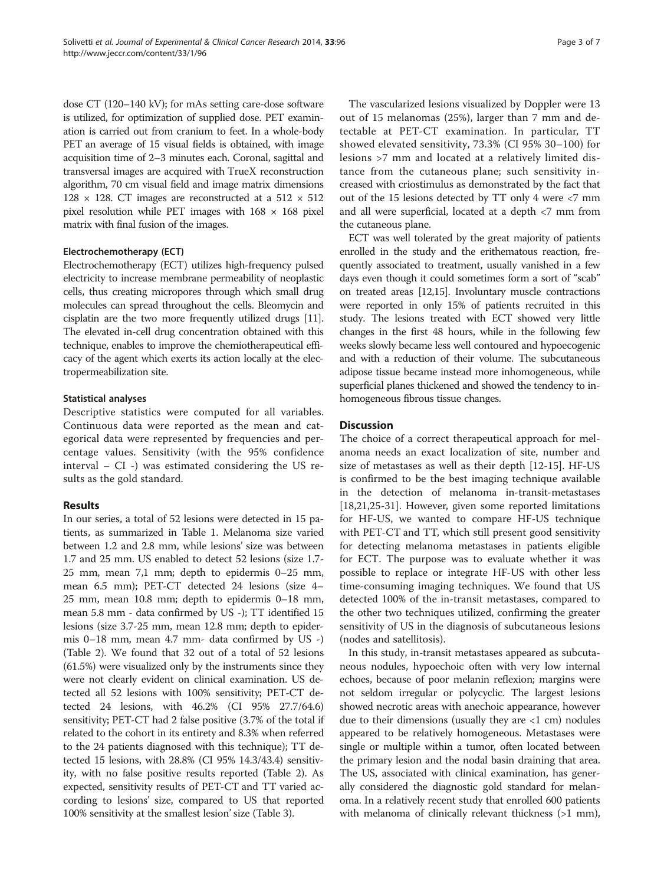dose CT (120–140 kV); for mAs setting care-dose software is utilized, for optimization of supplied dose. PET examination is carried out from cranium to feet. In a whole-body PET an average of 15 visual fields is obtained, with image acquisition time of 2–3 minutes each. Coronal, sagittal and transversal images are acquired with TrueX reconstruction algorithm, 70 cm visual field and image matrix dimensions 128 × 128. CT images are reconstructed at a 512 × 512 pixel resolution while PET images with 168 × 168 pixel matrix with final fusion of the images.

#### Electrochemotherapy (ECT)

Electrochemotherapy (ECT) utilizes high-frequency pulsed electricity to increase membrane permeability of neoplastic cells, thus creating micropores through which small drug molecules can spread throughout the cells. Bleomycin and cisplatin are the two more frequently utilized drugs [11]. The elevated in-cell drug concentration obtained with this technique, enables to improve the chemiotherapeutical efficacy of the agent which exerts its action locally at the electropermeabilization site.

#### Statistical analyses

Descriptive statistics were computed for all variables. Continuous data were reported as the mean and categorical data were represented by frequencies and percentage values. Sensitivity (with the 95% confidence interval – CI -) was estimated considering the US results as the gold standard.

## Results

In our series, a total of 52 lesions were detected in 15 patients, as summarized in Table 1. Melanoma size varied between 1.2 and 2.8 mm, while lesions' size was between 1.7 and 25 mm. US enabled to detect 52 lesions (size 1.7-25 mm, mean 7,1 mm; depth to epidermis 0–25 mm, mean 6.5 mm); PET-CT detected 24 lesions (size 4–25 mm, mean 10.8 mm; depth to epidermis 0–18 mm, mean 5.8 mm - data confirmed by US -); TT identified 15 lesions (size 3.7-25 mm, mean 12.8 mm; depth to epidermis 0–18 mm, mean 4.7 mm- data confirmed by US -) (Table 2). We found that 32 out of a total of 52 lesions (61.5%) were visualized only by the instruments since they were not clearly evident on clinical examination. US detected all 52 lesions with 100% sensitivity; PET-CT detected 24 lesions, with 46.2% (CI 95% 27.7/64.6) sensitivity; PET-CT had 2 false positive (3.7% of the total if related to the cohort in its entirety and 8.3% when referred to the 24 patients diagnosed with this technique); TT detected 15 lesions, with 28.8% (CI 95% 14.3/43.4) sensitivity, with no false positive results reported (Table 2). As expected, sensitivity results of PET-CT and TT varied according to lesions' size, compared to US that reported 100% sensitivity at the smallest lesion' size (Table 3).

The vascularized lesions visualized by Doppler were 13 out of 15 melanomas (25%), larger than 7 mm and detectable at PET-CT examination. In particular, TT showed elevated sensitivity, 73.3% (CI 95% 30–100) for lesions >7 mm and located at a relatively limited distance from the cutaneous plane; such sensitivity increased with criostimulus as demonstrated by the fact that out of the 15 lesions detected by TT only 4 were <7 mm and all were superficial, located at a depth <7 mm from the cutaneous plane.

ECT was well tolerated by the great majority of patients enrolled in the study and the erithematous reaction, frequently associated to treatment, usually vanished in a few days even though it could sometimes form a sort of "scab" on treated areas [12,15]. Involuntary muscle contractions were reported in only 15% of patients recruited in this study. The lesions treated with ECT showed very little changes in the first 48 hours, while in the following few weeks slowly became less well contoured and hypoecogenic and with a reduction of their volume. The subcutaneous adipose tissue became instead more inhomogeneous, while superficial planes thickened and showed the tendency to inhomogeneous fibrous tissue changes.

## Discussion

The choice of a correct therapeutical approach for melanoma needs an exact localization of site, number and size of metastases as well as their depth [12-15]. HF-US is confirmed to be the best imaging technique available in the detection of melanoma in-transit-metastases [18,21,25-31]. However, given some reported limitations for HF-US, we wanted to compare HF-US technique with PET-CT and TT, which still present good sensitivity for detecting melanoma metastases in patients eligible for ECT. The purpose was to evaluate whether it was possible to replace or integrate HF-US with other less time-consuming imaging techniques. We found that US detected 100% of the in-transit metastases, compared to the other two techniques utilized, confirming the greater sensitivity of US in the diagnosis of subcutaneous lesions (nodes and satellitosis).

In this study, in-transit metastases appeared as subcutaneous nodules, hypoechoic often with very low internal echoes, because of poor melanin reflexion; margins were not seldom irregular or polycyclic. The largest lesions showed necrotic areas with anechoic appearance, however due to their dimensions (usually they are <1 cm) nodules appeared to be relatively homogeneous. Metastases were single or multiple within a tumor, often located between the primary lesion and the nodal basin draining that area. The US, associated with clinical examination, has generally considered the diagnostic gold standard for melanoma. In a relatively recent study that enrolled 600 patients with melanoma of clinically relevant thickness (>1 mm),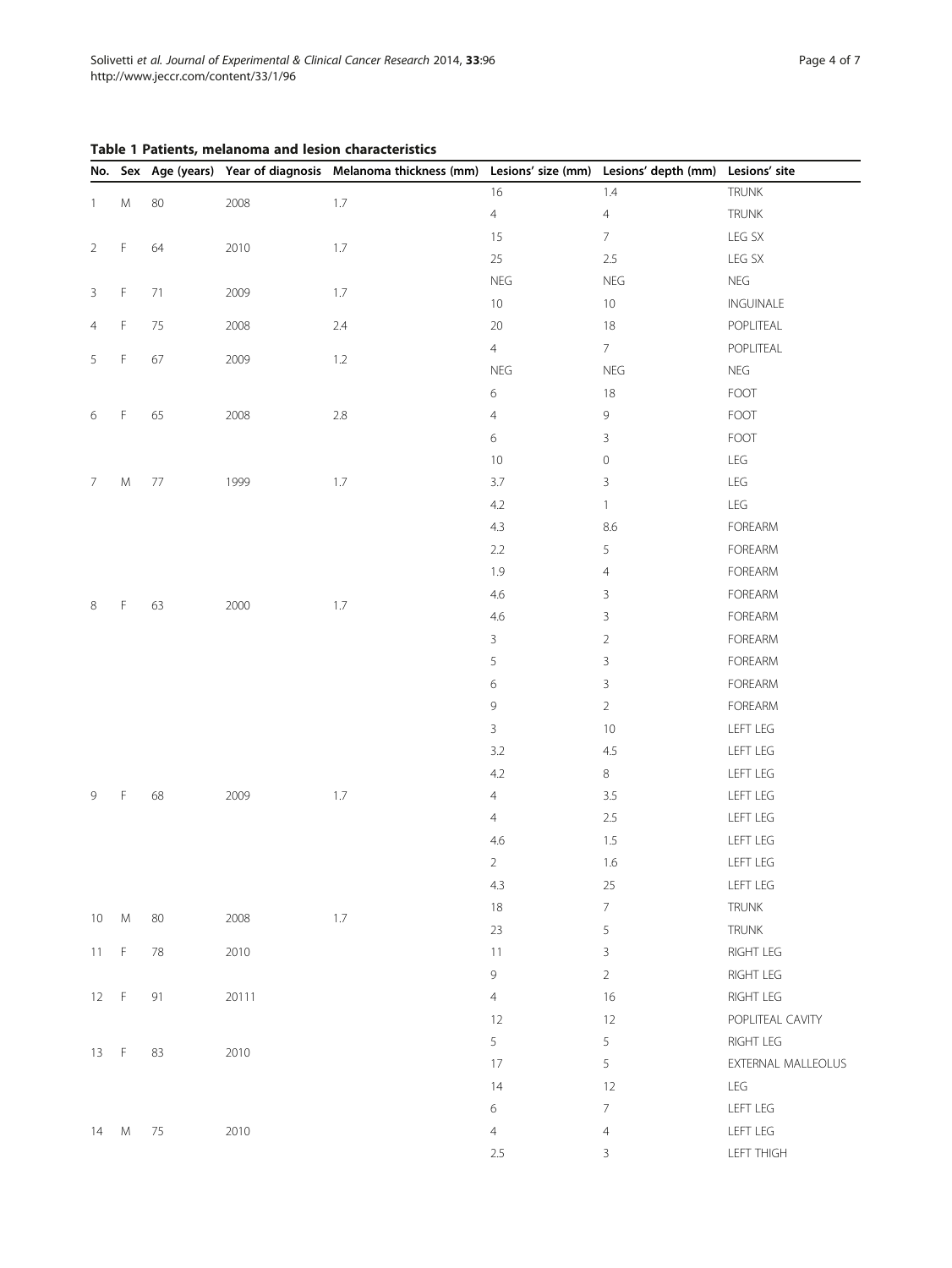**Table 1 Patients, melanoma and lesion characteristics**

| No. | Sex | Age (years) | Year of diagnosis | Melanoma thickness (mm) | Lesions' size (mm) | Lesions' depth (mm) | Lesions' site |
|---|---|---|---|---|---|---|---|
| 1 | M | 80 | 2008 | 1.7 | 16 | 1.4 | TRUNK |
| | | | | | 4 | 4 | TRUNK |
| 2 | F | 64 | 2010 | 1.7 | 15 | 7 | LEG SX |
| | | | | | 25 | 2.5 | LEG SX |
| 3 | F | 71 | 2009 | 1.7 | NEG | NEG | NEG |
| | | | | | 10 | 10 | INGUINALE |
| 4 | F | 75 | 2008 | 2.4 | 20 | 18 | POPLITEAL |
| 5 | F | 67 | 2009 | 1.2 | 4 | 7 | POPLITEAL |
| | | | | | NEG | NEG | NEG |
| 6 | F | 65 | 2008 | 2.8 | 6 | 18 | FOOT |
| | | | | | 4 | 9 | FOOT |
| | | | | | 6 | 3 | FOOT |
| 7 | M | 77 | 1999 | 1.7 | 10 | 0 | LEG |
| | | | | | 3.7 | 3 | LEG |
| | | | | | 4.2 | 1 | LEG |
| 8 | F | 63 | 2000 | 1.7 | 4.3 | 8.6 | FOREARM |
| | | | | | 2.2 | 5 | FOREARM |
| | | | | | 1.9 | 4 | FOREARM |
| | | | | | 4.6 | 3 | FOREARM |
| | | | | | 4.6 | 3 | FOREARM |
| | | | | | 3 | 2 | FOREARM |
| | | | | | 5 | 3 | FOREARM |
| | | | | | 6 | 3 | FOREARM |
| | | | | | 9 | 2 | FOREARM |
| 9 | F | 68 | 2009 | 1.7 | 3 | 10 | LEFT LEG |
| | | | | | 3.2 | 4.5 | LEFT LEG |
| | | | | | 4.2 | 8 | LEFT LEG |
| | | | | | 4 | 3.5 | LEFT LEG |
| | | | | | 4 | 2.5 | LEFT LEG |
| | | | | | 4.6 | 1.5 | LEFT LEG |
| | | | | | 2 | 1.6 | LEFT LEG |
| | | | | | 4.3 | 25 | LEFT LEG |
| 10 | M | 80 | 2008 | 1.7 | 18 | 7 | TRUNK |
| | | | | | 23 | 5 | TRUNK |
| 11 | F | 78 | 2010 | | 11 | 3 | RIGHT LEG |
| | | | | | 9 | 2 | RIGHT LEG |
| 12 | F | 91 | 20111 | | 4 | 16 | RIGHT LEG |
| | | | | | 12 | 12 | POPLITEAL CAVITY |
| 13 | F | 83 | 2010 | | 5 | 5 | RIGHT LEG |
| | | | | | 17 | 5 | EXTERNAL MALLEOLUS |
| 14 | M | 75 | 2010 | | 14 | 12 | LEG |
| | | | | | 6 | 7 | LEFT LEG |
| | | | | | 4 | 4 | LEFT LEG |
| | | | | | 2.5 | 3 | LEFT THIGH |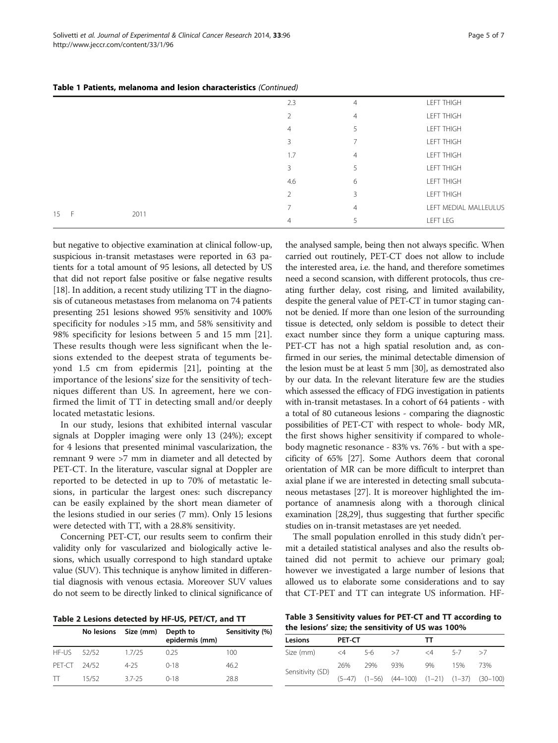**Table 1 Patients, melanoma and lesion characteristics** *(Continued)*

| | | | | | |
|---|---|---|---|---|---|
| | | | 2.3 | 4 | LEFT THIGH |
| | | | 2 | 4 | LEFT THIGH |
| | | | 4 | 5 | LEFT THIGH |
| | | | 3 | 7 | LEFT THIGH |
| | | | 1.7 | 4 | LEFT THIGH |
| | | | 3 | 5 | LEFT THIGH |
| | | | 4.6 | 6 | LEFT THIGH |
| | | | 2 | 3 | LEFT THIGH |
| 15 | F | 2011 | 7 | 4 | LEFT MEDIAL MALLEULUS |
| | | | 4 | 5 | LEFT LEG |

but negative to objective examination at clinical follow-up, suspicious in-transit metastases were reported in 63 patients for a total amount of 95 lesions, all detected by US that did not report false positive or false negative results [18]. In addition, a recent study utilizing TT in the diagnosis of cutaneous metastases from melanoma on 74 patients presenting 251 lesions showed 95% sensitivity and 100% specificity for nodules >15 mm, and 58% sensitivity and 98% specificity for lesions between 5 and 15 mm [21]. These results though were less significant when the lesions extended to the deepest strata of teguments beyond 1.5 cm from epidermis [21], pointing at the importance of the lesions' size for the sensitivity of techniques different than US. In agreement, here we confirmed the limit of TT in detecting small and/or deeply located metastatic lesions.

In our study, lesions that exhibited internal vascular signals at Doppler imaging were only 13 (24%); except for 4 lesions that presented minimal vascularization, the remnant 9 were >7 mm in diameter and all detected by PET-CT. In the literature, vascular signal at Doppler are reported to be detected in up to 70% of metastatic lesions, in particular the largest ones: such discrepancy can be easily explained by the short mean diameter of the lesions studied in our series (7 mm). Only 15 lesions were detected with TT, with a 28.8% sensitivity.

Concerning PET-CT, our results seem to confirm their validity only for vascularized and biologically active lesions, which usually correspond to high standard uptake value (SUV). This technique is anyhow limited in differential diagnosis with venous ectasia. Moreover SUV values do not seem to be directly linked to clinical significance of the analysed sample, being then not always specific. When carried out routinely, PET-CT does not allow to include the interested area, i.e. the hand, and therefore sometimes need a second scansion, with different protocols, thus creating further delay, cost rising, and limited availability, despite the general value of PET-CT in tumor staging cannot be denied. If more than one lesion of the surrounding tissue is detected, only seldom is possible to detect their exact number since they form a unique capturing mass. PET-CT has not a high spatial resolution and, as confirmed in our series, the minimal detectable dimension of the lesion must be at least 5 mm [30], as demostrated also by our data. In the relevant literature few are the studies which assessed the efficacy of FDG investigation in patients with in-transit metastases. In a cohort of 64 patients - with a total of 80 cutaneous lesions - comparing the diagnostic possibilities of PET-CT with respect to whole- body MR, the first shows higher sensitivity if compared to whole-body magnetic resonance - 83% vs. 76% - but with a specificity of 65% [27]. Some Authors deem that coronal orientation of MR can be more difficult to interpret than axial plane if we are interested in detecting small subcutaneous metastases [27]. It is moreover highlighted the importance of anamnesis along with a thorough clinical examination [28,29], thus suggesting that further specific studies on in-transit metastases are yet needed.

The small population enrolled in this study didn't permit a detailed statistical analyses and also the results obtained did not permit to achieve our primary goal; however we investigated a large number of lesions that allowed us to elaborate some considerations and to say that CT-PET and TT can integrate US information. HF-

**Table 2 Lesions detected by HF-US, PET/CT, and TT**

| | No lesions | Size (mm) | Depth to epidermis (mm) | Sensitivity (%) |
|---|---|---|---|---|
| HF-US | 52/52 | 1.7/25 | 0.25 | 100 |
| PET-CT | 24/52 | 4-25 | 0-18 | 46.2 |
| TT | 15/52 | 3.7-25 | 0-18 | 28.8 |

**Table 3 Sensitivity values for PET-CT and TT according to the lesions' size; the sensitivity of US was 100%**

| Lesions | PET-CT | | | TT | | |
|---|---|---|---|---|---|---|
| Size (mm) | <4 | 5-6 | >7 | <4 | 5-7 | >7 |
| Sensitivity (SD) | 26% (5–47) | 29% (1–56) | 93% (44–100) | 9% (1–21) | 15% (1–37) | 73% (30–100) |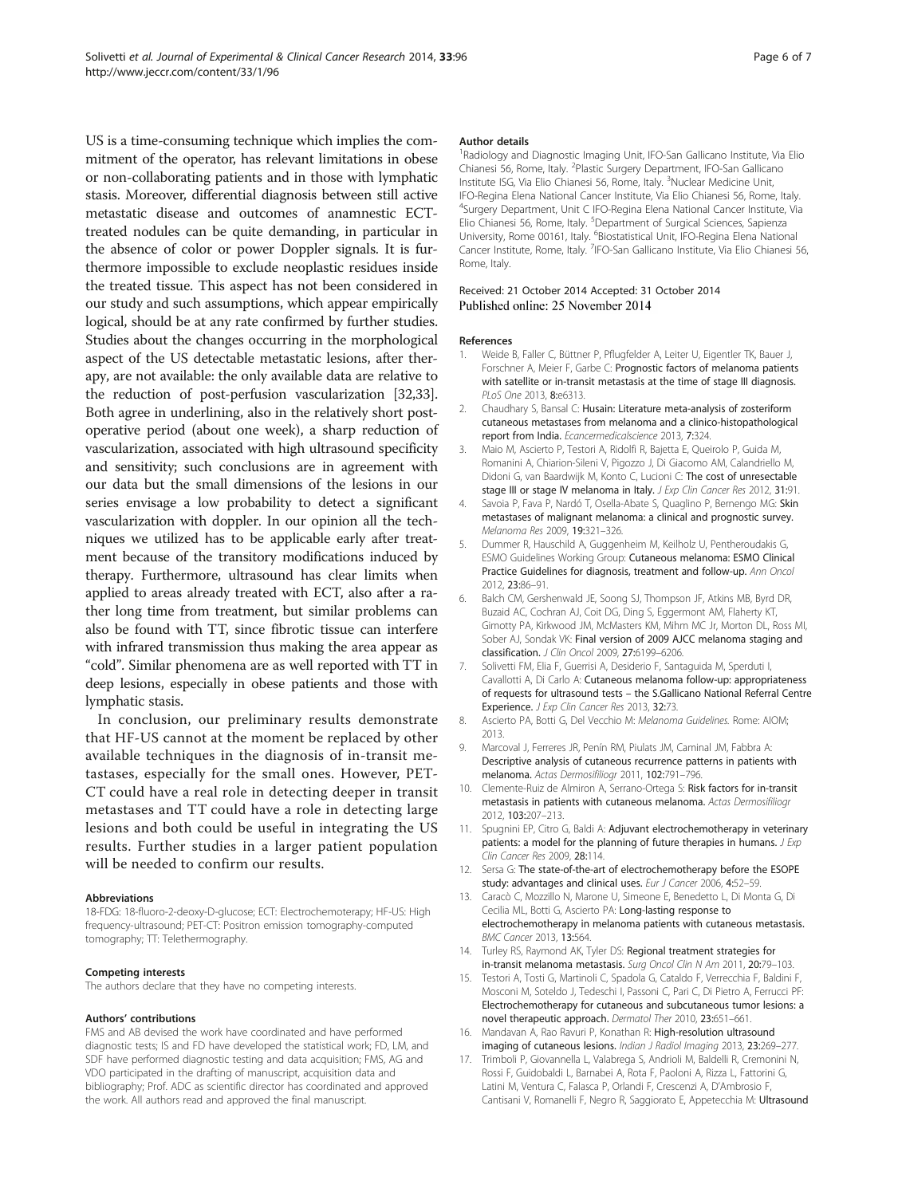US is a time-consuming technique which implies the commitment of the operator, has relevant limitations in obese or non-collaborating patients and in those with lymphatic stasis. Moreover, differential diagnosis between still active metastatic disease and outcomes of anamnestic ECT-treated nodules can be quite demanding, in particular in the absence of color or power Doppler signals. It is furthermore impossible to exclude neoplastic residues inside the treated tissue. This aspect has not been considered in our study and such assumptions, which appear empirically logical, should be at any rate confirmed by further studies. Studies about the changes occurring in the morphological aspect of the US detectable metastatic lesions, after therapy, are not available: the only available data are relative to the reduction of post-perfusion vascularization [32,33]. Both agree in underlining, also in the relatively short post-operative period (about one week), a sharp reduction of vascularization, associated with high ultrasound specificity and sensitivity; such conclusions are in agreement with our data but the small dimensions of the lesions in our series envisage a low probability to detect a significant vascularization with doppler. In our opinion all the techniques we utilized has to be applicable early after treatment because of the transitory modifications induced by therapy. Furthermore, ultrasound has clear limits when applied to areas already treated with ECT, also after a rather long time from treatment, but similar problems can also be found with TT, since fibrotic tissue can interfere with infrared transmission thus making the area appear as "cold". Similar phenomena are as well reported with TT in deep lesions, especially in obese patients and those with lymphatic stasis.

In conclusion, our preliminary results demonstrate that HF-US cannot at the moment be replaced by other available techniques in the diagnosis of in-transit metastases, especially for the small ones. However, PET-CT could have a real role in detecting deeper in transit metastases and TT could have a role in detecting large lesions and both could be useful in integrating the US results. Further studies in a larger patient population will be needed to confirm our results.

#### Abbreviations
18-FDG: 18-fluoro-2-deoxy-D-glucose; ECT: Electrochemoterapy; HF-US: High frequency-ultrasound; PET-CT: Positron emission tomography-computed tomography; TT: Telethermography.

#### Competing interests
The authors declare that they have no competing interests.

#### Authors' contributions
FMS and AB devised the work have coordinated and have performed diagnostic tests; IS and FD have developed the statistical work; FD, LM, and SDF have performed diagnostic testing and data acquisition; FMS, AG and VDO participated in the drafting of manuscript, acquisition data and bibliography; Prof. ADC as scientific director has coordinated and approved the work. All authors read and approved the final manuscript.

#### Author details
[1]Radiology and Diagnostic Imaging Unit, IFO-San Gallicano Institute, Via Elio Chianesi 56, Rome, Italy. [2]Plastic Surgery Department, IFO-San Gallicano Institute ISG, Via Elio Chianesi 56, Rome, Italy. [3]Nuclear Medicine Unit, IFO-Regina Elena National Cancer Institute, Via Elio Chianesi 56, Rome, Italy. [4]Surgery Department, Unit C IFO-Regina Elena National Cancer Institute, Via Elio Chianesi 56, Rome, Italy. [5]Department of Surgical Sciences, Sapienza University, Rome 00161, Italy. [6]Biostatistical Unit, IFO-Regina Elena National Cancer Institute, Rome, Italy. [7]IFO-San Gallicano Institute, Via Elio Chianesi 56, Rome, Italy.

Received: 21 October 2014 Accepted: 31 October 2014
Published online: 25 November 2014

#### References
1. Weide B, Faller C, Büttner P, Pflugfelder A, Leiter U, Eigentler TK, Bauer J, Forschner A, Meier F, Garbe C: Prognostic factors of melanoma patients with satellite or in-transit metastasis at the time of stage III diagnosis. *PLoS One* 2013, 8:e6313.
2. Chaudhary S, Bansal C: Husain: Literature meta-analysis of zosteriform cutaneous metastases from melanoma and a clinico-histopathological report from India. *Ecancermedicalscience* 2013, 7:324.
3. Maio M, Ascierto P, Testori A, Ridolfi R, Bajetta E, Queirolo P, Guida M, Romanini A, Chiarion-Sileni V, Pigozzo J, Di Giacomo AM, Calandriello M, Didoni G, van Baardwijk M, Konto C, Lucioni C: The cost of unresectable stage III or stage IV melanoma in Italy. *J Exp Clin Cancer Res* 2012, 31:91.
4. Savoia P, Fava P, Nardò T, Osella-Abate S, Quaglino P, Bernengo MG: Skin metastases of malignant melanoma: a clinical and prognostic survey. *Melanoma Res* 2009, 19:321–326.
5. Dummer R, Hauschild A, Guggenheim M, Keilholz U, Pentheroudakis G, ESMO Guidelines Working Group: Cutaneous melanoma: ESMO Clinical Practice Guidelines for diagnosis, treatment and follow-up. *Ann Oncol* 2012, 23:86–91.
6. Balch CM, Gershenwald JE, Soong SJ, Thompson JF, Atkins MB, Byrd DR, Buzaid AC, Cochran AJ, Coit DG, Ding S, Eggermont AM, Flaherty KT, Gimotty PA, Kirkwood JM, McMasters KM, Mihm MC Jr, Morton DL, Ross MI, Sober AJ, Sondak VK: Final version of 2009 AJCC melanoma staging and classification. *J Clin Oncol* 2009, 27:6199–6206.
7. Solivetti FM, Elia F, Guerrisi A, Desiderio F, Santaguida M, Sperduti I, Cavallotti A, Di Carlo A: Cutaneous melanoma follow-up: appropriateness of requests for ultrasound tests – the S.Gallicano National Referral Centre Experience. *J Exp Clin Cancer Res* 2013, 32:73.
8. Ascierto PA, Botti G, Del Vecchio M: *Melanoma Guidelines.* Rome: AIOM; 2013.
9. Marcoval J, Ferreres JR, Penín RM, Piulats JM, Caminal JM, Fabbra A: Descriptive analysis of cutaneous recurrence patterns in patients with melanoma. *Actas Dermosifiliogr* 2011, 102:791–796.
10. Clemente-Ruiz de Almiron A, Serrano-Ortega S: Risk factors for in-transit metastasis in patients with cutaneous melanoma. *Actas Dermosifiliogr* 2012, 103:207–213.
11. Spugnini EP, Citro G, Baldi A: Adjuvant electrochemotherapy in veterinary patients: a model for the planning of future therapies in humans. *J Exp Clin Cancer Res* 2009, 28:114.
12. Sersa G: The state-of-the-art of electrochemotherapy before the ESOPE study: advantages and clinical uses. *Eur J Cancer* 2006, 4:52–59.
13. Caracò C, Mozzillo N, Marone U, Simeone E, Benedetto L, Di Monta G, Di Cecilia ML, Botti G, Ascierto PA: Long-lasting response to electrochemotherapy in melanoma patients with cutaneous metastasis. *BMC Cancer* 2013, 13:564.
14. Turley RS, Raymond AK, Tyler DS: Regional treatment strategies for in-transit melanoma metastasis. *Surg Oncol Clin N Am* 2011, 20:79–103.
15. Testori A, Tosti G, Martinoli C, Spadola G, Cataldo F, Verrecchia F, Baldini F, Mosconi M, Soteldo J, Tedeschi I, Passoni C, Pari C, Di Pietro A, Ferrucci PF: Electrochemotherapy for cutaneous and subcutaneous tumor lesions: a novel therapeutic approach. *Dermatol Ther* 2010, 23:651–661.
16. Mandavan A, Rao Ravuri P, Konathan R: High-resolution ultrasound imaging of cutaneous lesions. *Indian J Radiol Imaging* 2013, 23:269–277.
17. Trimboli P, Giovannella L, Valabrega S, Andrioli M, Baldelli R, Cremonini N, Rossi F, Guidobaldi L, Barnabei A, Rota F, Paoloni A, Rizza L, Fattorini G, Latini M, Ventura C, Falasca P, Orlandi F, Crescenzi A, D'Ambrosio F, Cantisani V, Romanelli F, Negro R, Saggiorato E, Appetecchia M: Ultrasound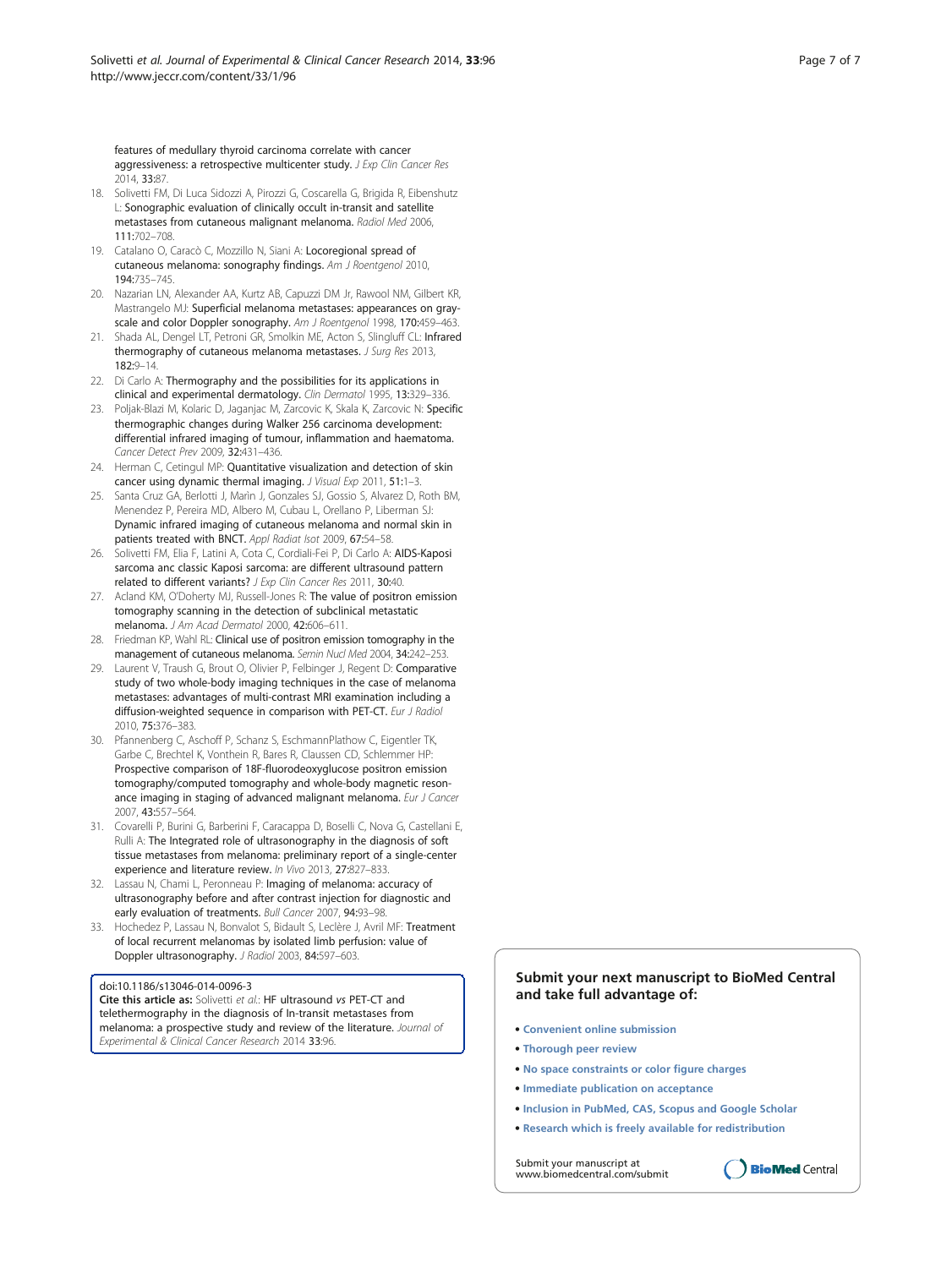features of medullary thyroid carcinoma correlate with cancer aggressiveness: a retrospective multicenter study. *J Exp Clin Cancer Res* 2014, **33**:87.

18. Solivetti FM, Di Luca Sidozzi A, Pirozzi G, Coscarella G, Brigida R, Eibenshutz L: Sonographic evaluation of clinically occult in-transit and satellite metastases from cutaneous malignant melanoma. *Radiol Med* 2006, **111**:702–708.
19. Catalano O, Caracò C, Mozzillo N, Siani A: Locoregional spread of cutaneous melanoma: sonography findings. *Am J Roentgenol* 2010, **194**:735–745.
20. Nazarian LN, Alexander AA, Kurtz AB, Capuzzi DM Jr, Rawool NM, Gilbert KR, Mastrangelo MJ: Superficial melanoma metastases: appearances on gray-scale and color Doppler sonography. *Am J Roentgenol* 1998, **170**:459–463.
21. Shada AL, Dengel LT, Petroni GR, Smolkin ME, Acton S, Slingluff CL: Infrared thermography of cutaneous melanoma metastases. *J Surg Res* 2013, **182**:9–14.
22. Di Carlo A: Thermography and the possibilities for its applications in clinical and experimental dermatology. *Clin Dermatol* 1995, **13**:329–336.
23. Poljak-Blazi M, Kolaric D, Jaganjac M, Zarcovic K, Skala K, Zarcovic N: Specific thermographic changes during Walker 256 carcinoma development: differential infrared imaging of tumour, inflammation and haematoma. *Cancer Detect Prev* 2009, **32**:431–436.
24. Herman C, Cetingul MP: Quantitative visualization and detection of skin cancer using dynamic thermal imaging. *J Visual Exp* 2011, **51**:1–3.
25. Santa Cruz GA, Berlotti J, Marìn J, Gonzales SJ, Gossio S, Alvarez D, Roth BM, Menendez P, Pereira MD, Albero M, Cubau L, Orellano P, Liberman SJ: Dynamic infrared imaging of cutaneous melanoma and normal skin in patients treated with BNCT. *Appl Radiat Isot* 2009, **67**:54–58.
26. Solivetti FM, Elia F, Latini A, Cota C, Cordiali-Fei P, Di Carlo A: AIDS-Kaposi sarcoma anc classic Kaposi sarcoma: are different ultrasound pattern related to different variants? *J Exp Clin Cancer Res* 2011, **30**:40.
27. Acland KM, O'Doherty MJ, Russell-Jones R: The value of positron emission tomography scanning in the detection of subclinical metastatic melanoma. *J Am Acad Dermatol* 2000, **42**:606–611.
28. Friedman KP, Wahl RL: Clinical use of positron emission tomography in the management of cutaneous melanoma. *Semin Nucl Med* 2004, **34**:242–253.
29. Laurent V, Traush G, Brout O, Olivier P, Felbinger J, Regent D: Comparative study of two whole-body imaging techniques in the case of melanoma metastases: advantages of multi-contrast MRI examination including a diffusion-weighted sequence in comparison with PET-CT. *Eur J Radiol* 2010, **75**:376–383.
30. Pfannenberg C, Aschoff P, Schanz S, EschmannPlathow C, Eigentler TK, Garbe C, Brechtel K, Vonthein R, Bares R, Claussen CD, Schlemmer HP: Prospective comparison of 18F-fluorodeoxyglucose positron emission tomography/computed tomography and whole-body magnetic resonance imaging in staging of advanced malignant melanoma. *Eur J Cancer* 2007, **43**:557–564.
31. Covarelli P, Burini G, Barberini F, Caracappa D, Boselli C, Nova G, Castellani E, Rulli A: The Integrated role of ultrasonography in the diagnosis of soft tissue metastases from melanoma: preliminary report of a single-center experience and literature review. *In Vivo* 2013, **27**:827–833.
32. Lassau N, Chami L, Peronneau P: Imaging of melanoma: accuracy of ultrasonography before and after contrast injection for diagnostic and early evaluation of treatments. *Bull Cancer* 2007, **94**:93–98.
33. Hochedez P, Lassau N, Bonvalot S, Bidault S, Leclère J, Avril MF: Treatment of local recurrent melanomas by isolated limb perfusion: value of Doppler ultrasonography. *J Radiol* 2003, **84**:597–603.

doi:10.1186/s13046-014-0096-3

**Cite this article as:** Solivetti *et al.*: HF ultrasound *vs* PET-CT and telethermography in the diagnosis of In-transit metastases from melanoma: a prospective study and review of the literature. *Journal of Experimental & Clinical Cancer Research* 2014 **33**:96.

**Submit your next manuscript to BioMed Central and take full advantage of:**

- **Convenient online submission**
- **Thorough peer review**
- **No space constraints or color figure charges**
- **Immediate publication on acceptance**
- **Inclusion in PubMed, CAS, Scopus and Google Scholar**
- **Research which is freely available for redistribution**

Submit your manuscript at
www.biomedcentral.com/submit

BioMed Central